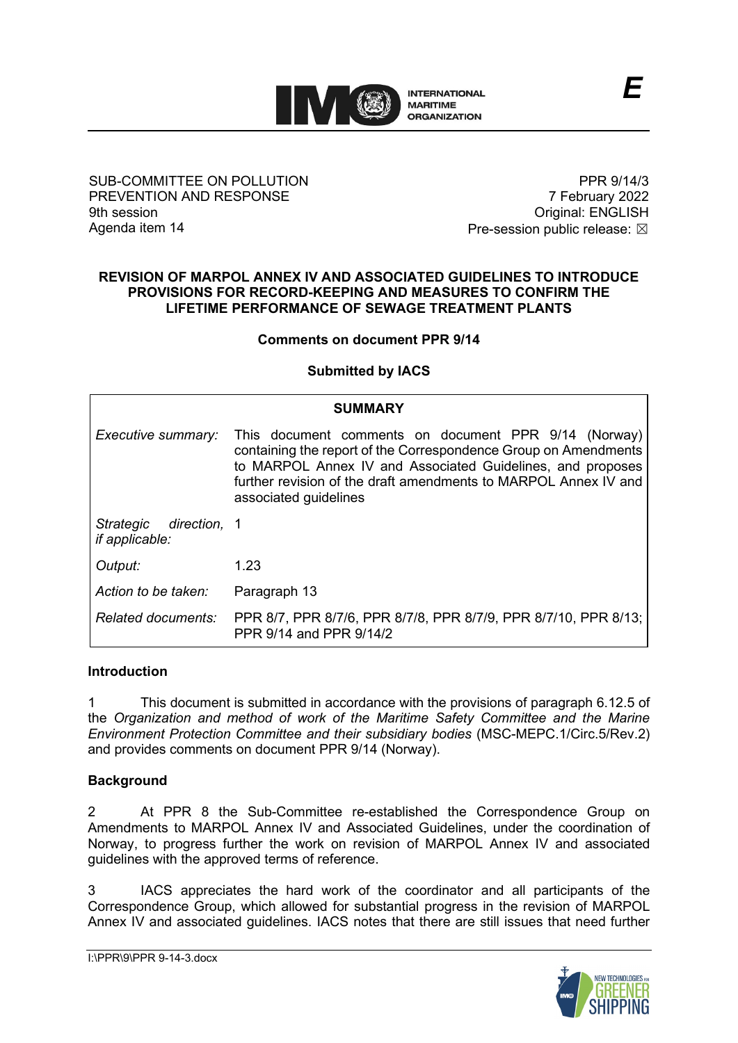E

SUB-COMMITTEE ON POLLUTION PREVENTION AND RESPONSE
9th session
Agenda item 14

PPR 9/14/3
7 February 2022
Original: ENGLISH
Pre-session public release: ☒

# REVISION OF MARPOL ANNEX IV AND ASSOCIATED GUIDELINES TO INTRODUCE PROVISIONS FOR RECORD-KEEPING AND MEASURES TO CONFIRM THE LIFETIME PERFORMANCE OF SEWAGE TREATMENT PLANTS

**Comments on document PPR 9/14**

**Submitted by IACS**

| SUMMARY | |
|---|---|
| *Executive summary:* | This document comments on document PPR 9/14 (Norway) containing the report of the Correspondence Group on Amendments to MARPOL Annex IV and Associated Guidelines, and proposes further revision of the draft amendments to MARPOL Annex IV and associated guidelines |
| *Strategic direction, if applicable:* | 1 |
| *Output:* | 1.23 |
| *Action to be taken:* | Paragraph 13 |
| *Related documents:* | PPR 8/7, PPR 8/7/6, PPR 8/7/8, PPR 8/7/9, PPR 8/7/10, PPR 8/13; PPR 9/14 and PPR 9/14/2 |

## Introduction

1 This document is submitted in accordance with the provisions of paragraph 6.12.5 of the *Organization and method of work of the Maritime Safety Committee and the Marine Environment Protection Committee and their subsidiary bodies* (MSC-MEPC.1/Circ.5/Rev.2) and provides comments on document PPR 9/14 (Norway).

## Background

2 At PPR 8 the Sub-Committee re-established the Correspondence Group on Amendments to MARPOL Annex IV and Associated Guidelines, under the coordination of Norway, to progress further the work on revision of MARPOL Annex IV and associated guidelines with the approved terms of reference.

3 IACS appreciates the hard work of the coordinator and all participants of the Correspondence Group, which allowed for substantial progress in the revision of MARPOL Annex IV and associated guidelines. IACS notes that there are still issues that need further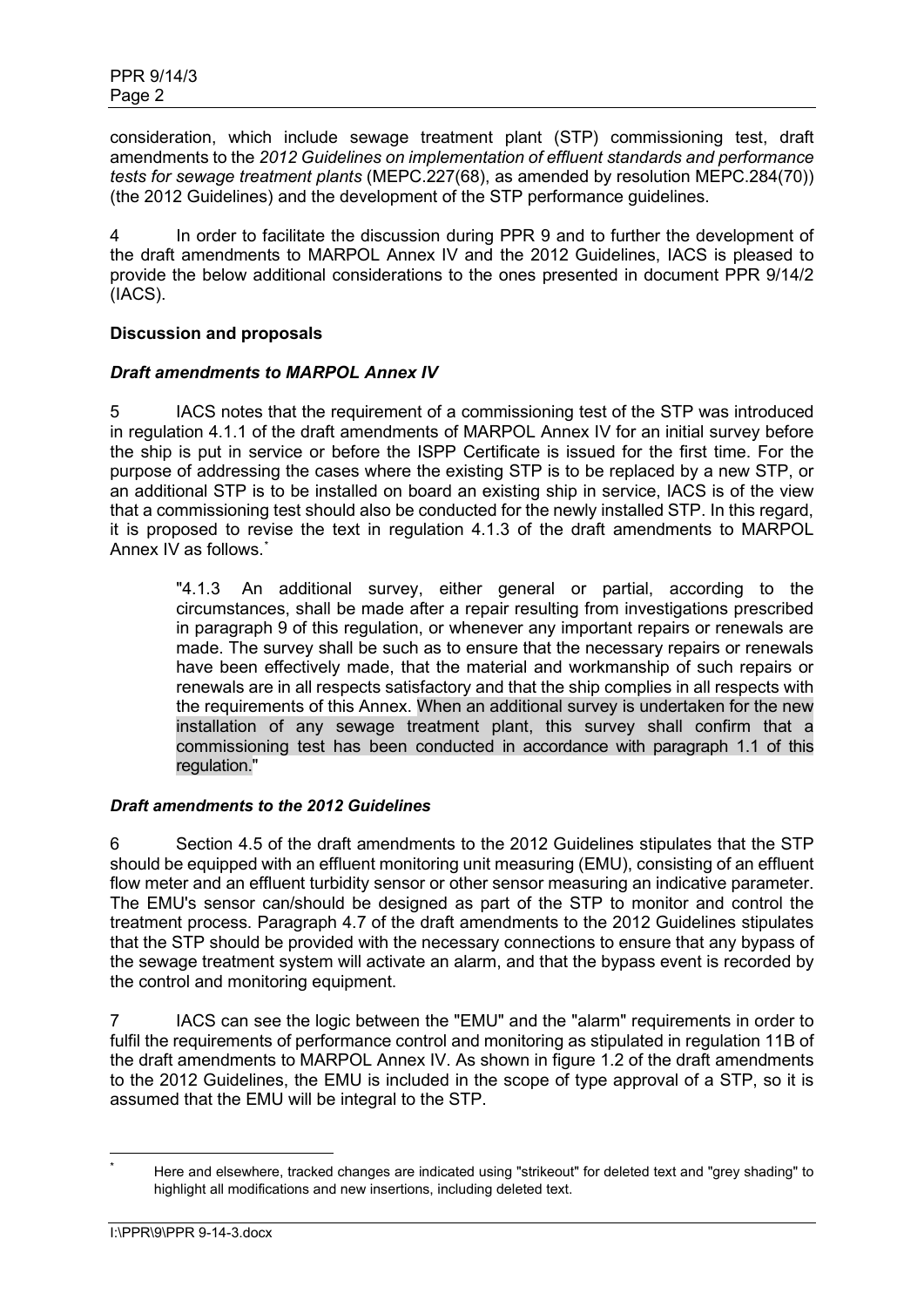consideration, which include sewage treatment plant (STP) commissioning test, draft amendments to the *2012 Guidelines on implementation of effluent standards and performance tests for sewage treatment plants* (MEPC.227(68), as amended by resolution MEPC.284(70)) (the 2012 Guidelines) and the development of the STP performance guidelines.

4 In order to facilitate the discussion during PPR 9 and to further the development of the draft amendments to MARPOL Annex IV and the 2012 Guidelines, IACS is pleased to provide the below additional considerations to the ones presented in document PPR 9/14/2 (IACS).

### Discussion and proposals

#### *Draft amendments to MARPOL Annex IV*

5 IACS notes that the requirement of a commissioning test of the STP was introduced in regulation 4.1.1 of the draft amendments of MARPOL Annex IV for an initial survey before the ship is put in service or before the ISPP Certificate is issued for the first time. For the purpose of addressing the cases where the existing STP is to be replaced by a new STP, or an additional STP is to be installed on board an existing ship in service, IACS is of the view that a commissioning test should also be conducted for the newly installed STP. In this regard, it is proposed to revise the text in regulation 4.1.3 of the draft amendments to MARPOL Annex IV as follows.*

> "4.1.3 An additional survey, either general or partial, according to the circumstances, shall be made after a repair resulting from investigations prescribed in paragraph 9 of this regulation, or whenever any important repairs or renewals are made. The survey shall be such as to ensure that the necessary repairs or renewals have been effectively made, that the material and workmanship of such repairs or renewals are in all respects satisfactory and that the ship complies in all respects with the requirements of this Annex. When an additional survey is undertaken for the new installation of any sewage treatment plant, this survey shall confirm that a commissioning test has been conducted in accordance with paragraph 1.1 of this regulation."

#### *Draft amendments to the 2012 Guidelines*

6 Section 4.5 of the draft amendments to the 2012 Guidelines stipulates that the STP should be equipped with an effluent monitoring unit measuring (EMU), consisting of an effluent flow meter and an effluent turbidity sensor or other sensor measuring an indicative parameter. The EMU's sensor can/should be designed as part of the STP to monitor and control the treatment process. Paragraph 4.7 of the draft amendments to the 2012 Guidelines stipulates that the STP should be provided with the necessary connections to ensure that any bypass of the sewage treatment system will activate an alarm, and that the bypass event is recorded by the control and monitoring equipment.

7 IACS can see the logic between the "EMU" and the "alarm" requirements in order to fulfil the requirements of performance control and monitoring as stipulated in regulation 11B of the draft amendments to MARPOL Annex IV. As shown in figure 1.2 of the draft amendments to the 2012 Guidelines, the EMU is included in the scope of type approval of a STP, so it is assumed that the EMU will be integral to the STP.

---

\* Here and elsewhere, tracked changes are indicated using "strikeout" for deleted text and "grey shading" to highlight all modifications and new insertions, including deleted text.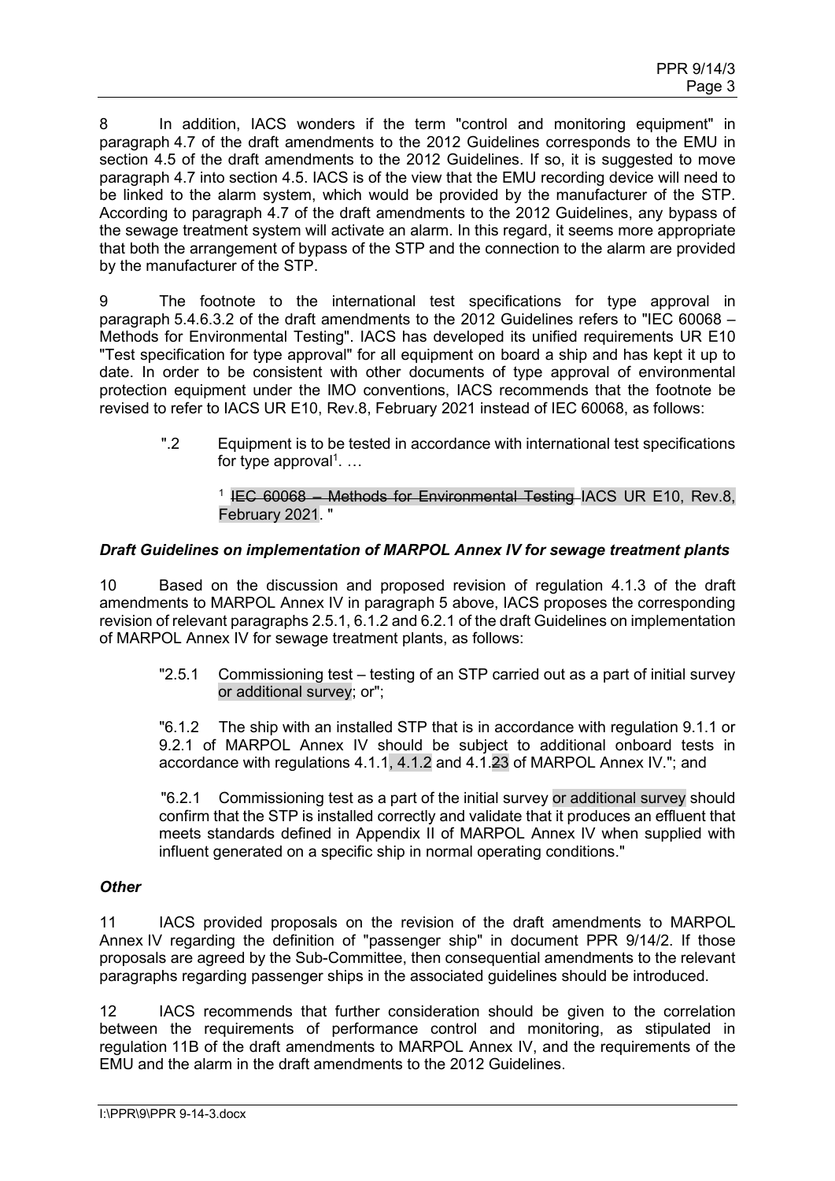8 In addition, IACS wonders if the term "control and monitoring equipment" in paragraph 4.7 of the draft amendments to the 2012 Guidelines corresponds to the EMU in section 4.5 of the draft amendments to the 2012 Guidelines. If so, it is suggested to move paragraph 4.7 into section 4.5. IACS is of the view that the EMU recording device will need to be linked to the alarm system, which would be provided by the manufacturer of the STP. According to paragraph 4.7 of the draft amendments to the 2012 Guidelines, any bypass of the sewage treatment system will activate an alarm. In this regard, it seems more appropriate that both the arrangement of bypass of the STP and the connection to the alarm are provided by the manufacturer of the STP.

9 The footnote to the international test specifications for type approval in paragraph 5.4.6.3.2 of the draft amendments to the 2012 Guidelines refers to "IEC 60068 – Methods for Environmental Testing". IACS has developed its unified requirements UR E10 "Test specification for type approval" for all equipment on board a ship and has kept it up to date. In order to be consistent with other documents of type approval of environmental protection equipment under the IMO conventions, IACS recommends that the footnote be revised to refer to IACS UR E10, Rev.8, February 2021 instead of IEC 60068, as follows:

> ".2 Equipment is to be tested in accordance with international test specifications for type approval[1]. …
>
> [1] ~~IEC 60068 – Methods for Environmental Testing~~ IACS UR E10, Rev.8, February 2021. "

### *Draft Guidelines on implementation of MARPOL Annex IV for sewage treatment plants*

10 Based on the discussion and proposed revision of regulation 4.1.3 of the draft amendments to MARPOL Annex IV in paragraph 5 above, IACS proposes the corresponding revision of relevant paragraphs 2.5.1, 6.1.2 and 6.2.1 of the draft Guidelines on implementation of MARPOL Annex IV for sewage treatment plants, as follows:

> "2.5.1 Commissioning test – testing of an STP carried out as a part of initial survey or additional survey; or";
>
> "6.1.2 The ship with an installed STP that is in accordance with regulation 9.1.1 or 9.2.1 of MARPOL Annex IV should be subject to additional onboard tests in accordance with regulations 4.1.1, 4.1.2 and 4.1.~~2~~3 of MARPOL Annex IV."; and
>
> "6.2.1 Commissioning test as a part of the initial survey or additional survey should confirm that the STP is installed correctly and validate that it produces an effluent that meets standards defined in Appendix II of MARPOL Annex IV when supplied with influent generated on a specific ship in normal operating conditions."

### *Other*

11 IACS provided proposals on the revision of the draft amendments to MARPOL Annex IV regarding the definition of "passenger ship" in document PPR 9/14/2. If those proposals are agreed by the Sub-Committee, then consequential amendments to the relevant paragraphs regarding passenger ships in the associated guidelines should be introduced.

12 IACS recommends that further consideration should be given to the correlation between the requirements of performance control and monitoring, as stipulated in regulation 11B of the draft amendments to MARPOL Annex IV, and the requirements of the EMU and the alarm in the draft amendments to the 2012 Guidelines.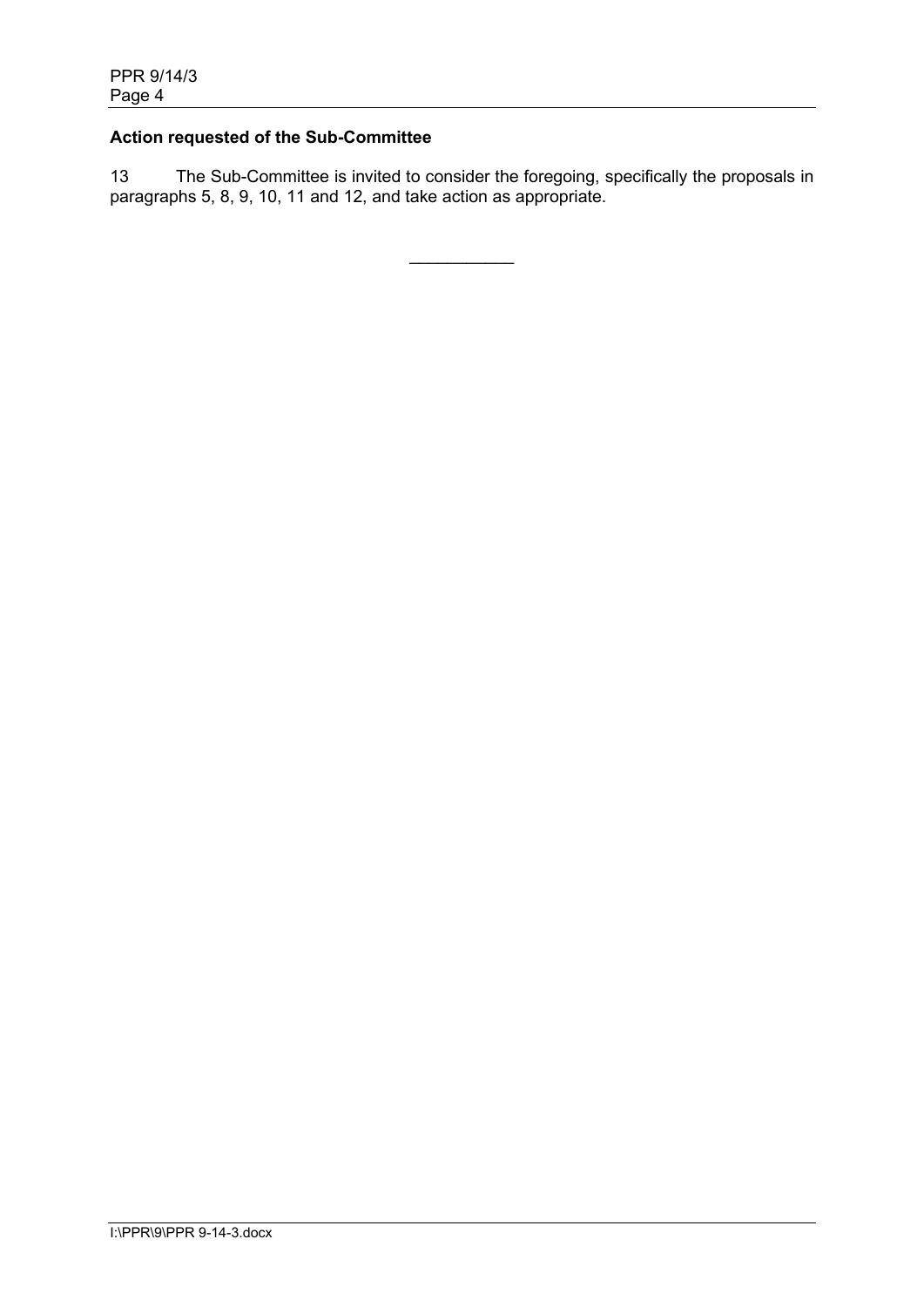**Action requested of the Sub-Committee**

13 The Sub-Committee is invited to consider the foregoing, specifically the proposals in paragraphs 5, 8, 9, 10, 11 and 12, and take action as appropriate.

___________